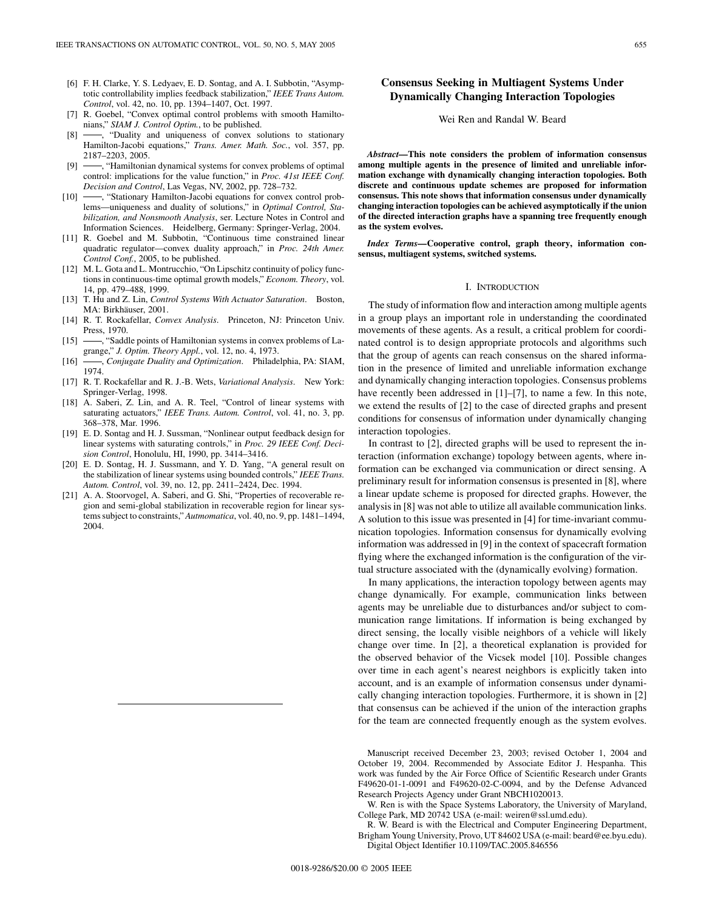[6] F. H. Clarke, Y. S. Ledyaev, E. D. Sontag, and A. I. Subbotin, "Asymptotic controllability implies feedback stabilization," *IEEE Trans Autom. Control*, vol. 42, no. 10, pp. 1394–1407, Oct. 1997.

[7] R. Goebel, "Convex optimal control problems with smooth Hamiltonians," *SIAM J. Control Optim.*, to be published.

[8] ——, "Duality and uniqueness of convex solutions to stationary Hamilton-Jacobi equations," *Trans. Amer. Math. Soc.*, vol. 357, pp. 2187–2203, 2005.

[9] ——, "Hamiltonian dynamical systems for convex problems of optimal control: implications for the value function," in *Proc. 41st IEEE Conf. Decision and Control*, Las Vegas, NV, 2002, pp. 728–732.

[10] ——, "Stationary Hamilton-Jacobi equations for convex control problems—uniqueness and duality of solutions," in *Optimal Control, Stabilization, and Nonsmooth Analysis*, ser. Lecture Notes in Control and Information Sciences. Heidelberg, Germany: Springer-Verlag, 2004.

[11] R. Goebel and M. Subbotin, "Continuous time constrained linear quadratic regulator—convex duality approach," in *Proc. 24th Amer. Control Conf.*, 2005, to be published.

[12] M. L. Gota and L. Montrucchio, "On Lipschitz continuity of policy functions in continuous-time optimal growth models," *Econom. Theory*, vol. 14, pp. 479–488, 1999.

[13] T. Hu and Z. Lin, *Control Systems With Actuator Saturation*. Boston, MA: Birkhäuser, 2001.

[14] R. T. Rockafellar, *Convex Analysis*. Princeton, NJ: Princeton Univ. Press, 1970.

[15] ——, "Saddle points of Hamiltonian systems in convex problems of Lagrange," *J. Optim. Theory Appl.*, vol. 12, no. 4, 1973.

[16] ——, *Conjugate Duality and Optimization*. Philadelphia, PA: SIAM, 1974.

[17] R. T. Rockafellar and R. J.-B. Wets, *Variational Analysis*. New York: Springer-Verlag, 1998.

[18] A. Saberi, Z. Lin, and A. R. Teel, "Control of linear systems with saturating actuators," *IEEE Trans. Autom. Control*, vol. 41, no. 3, pp. 368–378, Mar. 1996.

[19] E. D. Sontag and H. J. Sussman, "Nonlinear output feedback design for linear systems with saturating controls," in *Proc. 29 IEEE Conf. Decision Control*, Honolulu, HI, 1990, pp. 3414–3416.

[20] E. D. Sontag, H. J. Sussmann, and Y. D. Yang, "A general result on the stabilization of linear systems using bounded controls," *IEEE Trans. Autom. Control*, vol. 39, no. 12, pp. 2411–2424, Dec. 1994.

[21] A. A. Stoorvogel, A. Saberi, and G. Shi, "Properties of recoverable region and semi-global stabilization in recoverable region for linear systems subject to constraints," *Autmomatica*, vol. 40, no. 9, pp. 1481–1494, 2004.

# Consensus Seeking in Multiagent Systems Under Dynamically Changing Interaction Topologies

Wei Ren and Randal W. Beard

***Abstract*—This note considers the problem of information consensus among multiple agents in the presence of limited and unreliable information exchange with dynamically changing interaction topologies. Both discrete and continuous update schemes are proposed for information consensus. This note shows that information consensus under dynamically changing interaction topologies can be achieved asymptotically if the union of the directed interaction graphs have a spanning tree frequently enough as the system evolves.**

***Index Terms*—Cooperative control, graph theory, information consensus, multiagent systems, switched systems.**

## I. Introduction

The study of information flow and interaction among multiple agents in a group plays an important role in understanding the coordinated movements of these agents. As a result, a critical problem for coordinated control is to design appropriate protocols and algorithms such that the group of agents can reach consensus on the shared information in the presence of limited and unreliable information exchange and dynamically changing interaction topologies. Consensus problems have recently been addressed in [1]–[7], to name a few. In this note, we extend the results of [2] to the case of directed graphs and present conditions for consensus of information under dynamically changing interaction topologies.

In contrast to [2], directed graphs will be used to represent the interaction (information exchange) topology between agents, where information can be exchanged via communication or direct sensing. A preliminary result for information consensus is presented in [8], where a linear update scheme is proposed for directed graphs. However, the analysis in [8] was not able to utilize all available communication links. A solution to this issue was presented in [4] for time-invariant communication topologies. Information consensus for dynamically evolving information was addressed in [9] in the context of spacecraft formation flying where the exchanged information is the configuration of the virtual structure associated with the (dynamically evolving) formation.

In many applications, the interaction topology between agents may change dynamically. For example, communication links between agents may be unreliable due to disturbances and/or subject to communication range limitations. If information is being exchanged by direct sensing, the locally visible neighbors of a vehicle will likely change over time. In [2], a theoretical explanation is provided for the observed behavior of the Vicsek model [10]. Possible changes over time in each agent's nearest neighbors is explicitly taken into account, and is an example of information consensus under dynamically changing interaction topologies. Furthermore, it is shown in [2] that consensus can be achieved if the union of the interaction graphs for the team are connected frequently enough as the system evolves.

Manuscript received December 23, 2003; revised October 1, 2004 and October 19, 2004. Recommended by Associate Editor J. Hespanha. This work was funded by the Air Force Office of Scientific Research under Grants F49620-01-1-0091 and F49620-02-C-0094, and by the Defense Advanced Research Projects Agency under Grant NBCH1020013.

W. Ren is with the Space Systems Laboratory, the University of Maryland, College Park, MD 20742 USA (e-mail: weiren@ssl.umd.edu).

R. W. Beard is with the Electrical and Computer Engineering Department, Brigham Young University, Provo, UT 84602 USA (e-mail: beard@ee.byu.edu).

Digital Object Identifier 10.1109/TAC.2005.846556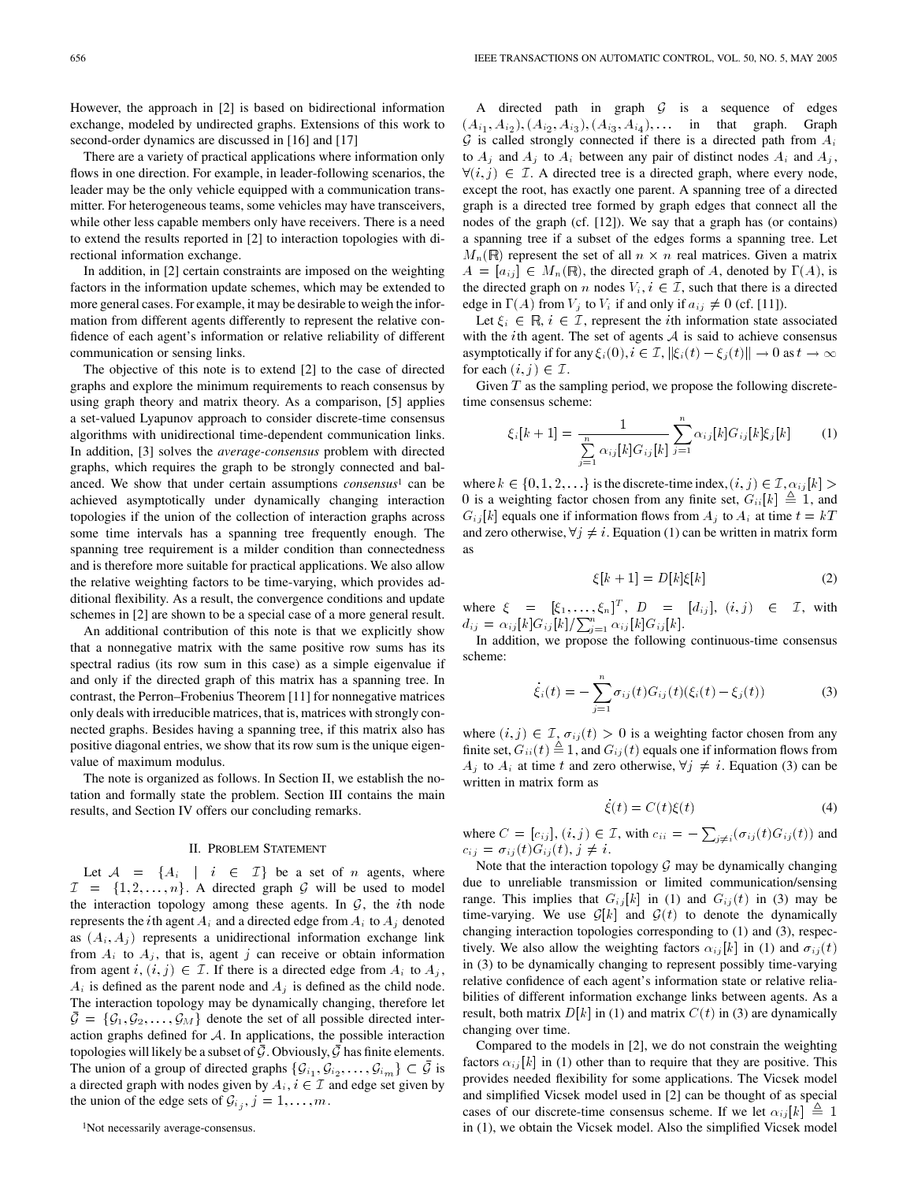However, the approach in [2] is based on bidirectional information exchange, modeled by undirected graphs. Extensions of this work to second-order dynamics are discussed in [16] and [17]

There are a variety of practical applications where information only flows in one direction. For example, in leader-following scenarios, the leader may be the only vehicle equipped with a communication transmitter. For heterogeneous teams, some vehicles may have transceivers, while other less capable members only have receivers. There is a need to extend the results reported in [2] to interaction topologies with directional information exchange.

In addition, in [2] certain constraints are imposed on the weighting factors in the information update schemes, which may be extended to more general cases. For example, it may be desirable to weigh the information from different agents differently to represent the relative confidence of each agent's information or relative reliability of different communication or sensing links.

The objective of this note is to extend [2] to the case of directed graphs and explore the minimum requirements to reach consensus by using graph theory and matrix theory. As a comparison, [5] applies a set-valued Lyapunov approach to consider discrete-time consensus algorithms with unidirectional time-dependent communication links. In addition, [3] solves the *average-consensus* problem with directed graphs, which requires the graph to be strongly connected and balanced. We show that under certain assumptions *consensus*[1] can be achieved asymptotically under dynamically changing interaction topologies if the union of the collection of interaction graphs across some time intervals has a spanning tree frequently enough. The spanning tree requirement is a milder condition than connectedness and is therefore more suitable for practical applications. We also allow the relative weighting factors to be time-varying, which provides additional flexibility. As a result, the convergence conditions and update schemes in [2] are shown to be a special case of a more general result.

An additional contribution of this note is that we explicitly show that a nonnegative matrix with the same positive row sums has its spectral radius (its row sum in this case) as a simple eigenvalue if and only if the directed graph of this matrix has a spanning tree. In contrast, the Perron–Frobenius Theorem [11] for nonnegative matrices only deals with irreducible matrices, that is, matrices with strongly connected graphs. Besides having a spanning tree, if this matrix also has positive diagonal entries, we show that its row sum is the unique eigenvalue of maximum modulus.

The note is organized as follows. In Section II, we establish the notation and formally state the problem. Section III contains the main results, and Section IV offers our concluding remarks.

## II. Problem Statement

Let $\mathcal{A} = \{A_i \mid i \in \mathcal{I}\}$ be a set of $n$ agents, where $\mathcal{I} = \{1, 2, \ldots, n\}$. A directed graph $\mathcal{G}$ will be used to model the interaction topology among these agents. In $\mathcal{G}$, the $i$th node represents the $i$th agent $A_i$ and a directed edge from $A_i$ to $A_j$ denoted as $(A_i, A_j)$ represents a unidirectional information exchange link from $A_i$ to $A_j$, that is, agent $j$ can receive or obtain information from agent $i$, $(i,j) \in \mathcal{I}$. If there is a directed edge from $A_i$ to $A_j$, $A_i$ is defined as the parent node and $A_j$ is defined as the child node. The interaction topology may be dynamically changing, therefore let $\bar{\mathcal{G}} = \{\mathcal{G}_1, \mathcal{G}_2, \ldots, \mathcal{G}_M\}$ denote the set of all possible directed interaction graphs defined for $\mathcal{A}$. In applications, the possible interaction topologies will likely be a subset of $\bar{\mathcal{G}}$. Obviously, $\bar{\mathcal{G}}$ has finite elements. The union of a group of directed graphs $\{\mathcal{G}_{i_1}, \mathcal{G}_{i_2}, \ldots, \mathcal{G}_{i_m}\} \subset \bar{\mathcal{G}}$ is a directed graph with nodes given by $A_i$, $i \in \mathcal{I}$ and edge set given by the union of the edge sets of $\mathcal{G}_{i_j}$, $j = 1, \ldots, m$.

[1]Not necessarily average-consensus.

A directed path in graph $\mathcal{G}$ is a sequence of edges $(A_{i_1}, A_{i_2}), (A_{i_2}, A_{i_3}), (A_{i_3}, A_{i_4}), \ldots$ in that graph. Graph $\mathcal{G}$ is called strongly connected if there is a directed path from $A_i$ to $A_j$ and $A_j$ to $A_i$ between any pair of distinct nodes $A_i$ and $A_j$, $\forall (i,j) \in \mathcal{I}$. A directed tree is a directed graph, where every node, except the root, has exactly one parent. A spanning tree of a directed graph is a directed tree formed by graph edges that connect all the nodes of the graph (cf. [12]). We say that a graph has (or contains) a spanning tree if a subset of the edges forms a spanning tree. Let $M_n(\mathbb{R})$ represent the set of all $n \times n$ real matrices. Given a matrix $A = [a_{ij}] \in M_n(\mathbb{R})$, the directed graph of $A$, denoted by $\Gamma(A)$, is the directed graph on $n$ nodes $V_i$, $i \in \mathcal{I}$, such that there is a directed edge in $\Gamma(A)$ from $V_j$ to $V_i$ if and only if $a_{ij} \neq 0$ (cf. [11]).

Let $\xi_i \in \mathbb{R}$, $i \in \mathcal{I}$, represent the $i$th information state associated with the $i$th agent. The set of agents $\mathcal{A}$ is said to achieve consensus asymptotically if for any $\xi_i(0), i \in \mathcal{I}$, $\|\xi_i(t) - \xi_j(t)\| \to 0$ as $t \to \infty$ for each $(i,j) \in \mathcal{I}$.

Given $T$ as the sampling period, we propose the following discrete-time consensus scheme:

$$\xi_i[k+1] = \frac{1}{\sum_{j=1}^{n} \alpha_{ij}[k] G_{ij}[k]} \sum_{j=1}^{n} \alpha_{ij}[k] G_{ij}[k] \xi_j[k] \tag{1}$$

where $k \in \{0, 1, 2, \ldots\}$ is the discrete-time index, $(i,j) \in \mathcal{I}$, $\alpha_{ij}[k] > 0$ is a weighting factor chosen from any finite set, $G_{ii}[k] \triangleq 1$, and $G_{ij}[k]$ equals one if information flows from $A_j$ to $A_i$ at time $t = kT$ and zero otherwise, $\forall j \neq i$. Equation (1) can be written in matrix form as

$$\xi[k+1] = D[k]\xi[k] \tag{2}$$

where $\xi = [\xi_1, \ldots, \xi_n]^T$, $D = [d_{ij}]$, $(i,j) \in \mathcal{I}$, with $d_{ij} = \alpha_{ij}[k] G_{ij}[k] / \sum_{j=1}^{n} \alpha_{ij}[k] G_{ij}[k]$.

In addition, we propose the following continuous-time consensus scheme:

$$\dot{\xi}_i(t) = -\sum_{j=1}^{n} \sigma_{ij}(t) G_{ij}(t) (\xi_i(t) - \xi_j(t)) \tag{3}$$

where $(i,j) \in \mathcal{I}$, $\sigma_{ij}(t) > 0$ is a weighting factor chosen from any finite set, $G_{ii}(t) \triangleq 1$, and $G_{ij}(t)$ equals one if information flows from $A_j$ to $A_i$ at time $t$ and zero otherwise, $\forall j \neq i$. Equation (3) can be written in matrix form as

$$\dot{\xi}(t) = C(t)\xi(t) \tag{4}$$

where $C = [c_{ij}]$, $(i,j) \in \mathcal{I}$, with $c_{ii} = -\sum_{j \neq i} (\sigma_{ij}(t) G_{ij}(t))$ and $c_{ij} = \sigma_{ij}(t) G_{ij}(t)$, $j \neq i$.

Note that the interaction topology $\mathcal{G}$ may be dynamically changing due to unreliable transmission or limited communication/sensing range. This implies that $G_{ij}[k]$ in (1) and $G_{ij}(t)$ in (3) may be time-varying. We use $\mathcal{G}[k]$ and $\mathcal{G}(t)$ to denote the dynamically changing interaction topologies corresponding to (1) and (3), respectively. We also allow the weighting factors $\alpha_{ij}[k]$ in (1) and $\sigma_{ij}(t)$ in (3) to be dynamically changing to represent possibly time-varying relative confidence of each agent's information state or relative reliabilities of different information exchange links between agents. As a result, both matrix $D[k]$ in (1) and matrix $C(t)$ in (3) are dynamically changing over time.

Compared to the models in [2], we do not constrain the weighting factors $\alpha_{ij}[k]$ in (1) other than to require that they are positive. This provides needed flexibility for some applications. The Vicsek model and simplified Vicsek model used in [2] can be thought of as special cases of our discrete-time consensus scheme. If we let $\alpha_{ij}[k] \triangleq 1$ in (1), we obtain the Vicsek model. Also the simplified Vicsek model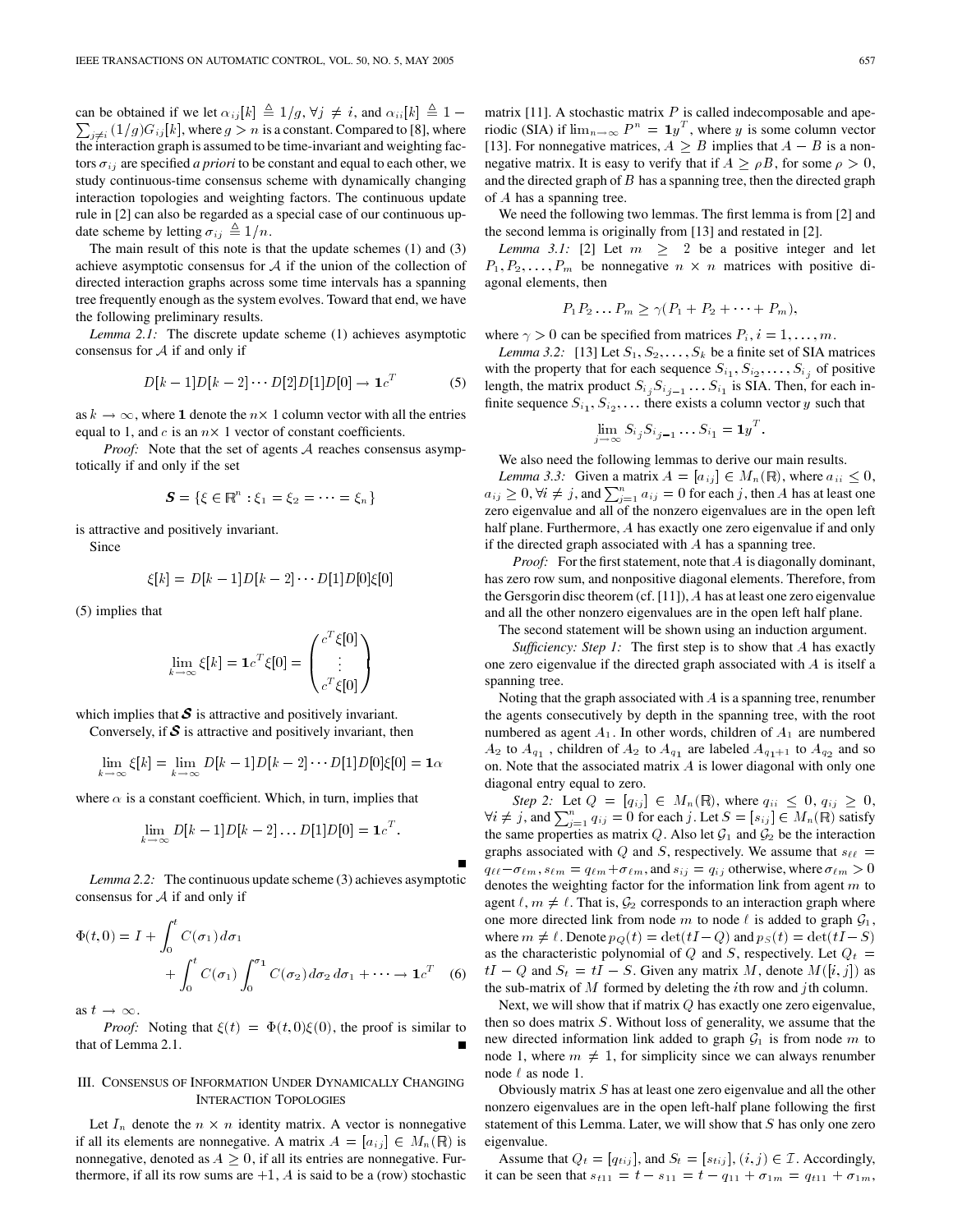can be obtained if we let $\alpha_{ij}[k] \triangleq 1/g, \forall j \neq i$, and $\alpha_{ii}[k] \triangleq 1 - \sum_{j\neq i}(1/g)G_{ij}[k]$, where $g > n$ is a constant. Compared to [8], where the interaction graph is assumed to be time-invariant and weighting factors $\sigma_{ij}$ are specified *a priori* to be constant and equal to each other, we study continuous-time consensus scheme with dynamically changing interaction topologies and weighting factors. The continuous update rule in [2] can also be regarded as a special case of our continuous update scheme by letting $\sigma_{ij} \triangleq 1/n$.

The main result of this note is that the update schemes (1) and (3) achieve asymptotic consensus for $\mathcal{A}$ if the union of the collection of directed interaction graphs across some time intervals has a spanning tree frequently enough as the system evolves. Toward that end, we have the following preliminary results.

*Lemma 2.1:* The discrete update scheme (1) achieves asymptotic consensus for $\mathcal{A}$ if and only if

$$D[k-1]D[k-2]\cdots D[2]D[1]D[0] \to \mathbf{1}c^T \tag{5}$$

as $k \to \infty$, where $\mathbf{1}$ denote the $n\times 1$ column vector with all the entries equal to 1, and $c$ is an $n\times 1$ vector of constant coefficients.

*Proof:* Note that the set of agents $\mathcal{A}$ reaches consensus asymptotically if and only if the set

$$\boldsymbol{S} = \{\xi \in \mathbb{R}^n : \xi_1 = \xi_2 = \cdots = \xi_n\}$$

is attractive and positively invariant.

Since

$$\xi[k] = D[k-1]D[k-2]\cdots D[1]D[0]\xi[0]$$

(5) implies that

$$\lim_{k\to\infty} \xi[k] = \mathbf{1}c^T\xi[0] = \begin{pmatrix} c^T\xi[0] \\ \vdots \\ c^T\xi[0] \end{pmatrix}$$

which implies that $\boldsymbol{S}$ is attractive and positively invariant.

Conversely, if $\boldsymbol{S}$ is attractive and positively invariant, then

$$\lim_{k\to\infty} \xi[k] = \lim_{k\to\infty} D[k-1]D[k-2]\cdots D[1]D[0]\xi[0] = \mathbf{1}\alpha$$

where $\alpha$ is a constant coefficient. Which, in turn, implies that

$$\lim_{k\to\infty} D[k-1]D[k-2]\ldots D[1]D[0] = \mathbf{1}c^T.$$

■

*Lemma 2.2:* The continuous update scheme (3) achieves asymptotic consensus for $\mathcal{A}$ if and only if

$$\Phi(t,0) = I + \int_0^t C(\sigma_1)\,d\sigma_1 + \int_0^t C(\sigma_1)\int_0^{\sigma_1} C(\sigma_2)\,d\sigma_2\,d\sigma_1 + \cdots \to \mathbf{1}c^T \tag{6}$$

as $t \to \infty$.

*Proof:* Noting that $\xi(t) = \Phi(t,0)\xi(0)$, the proof is similar to that of Lemma 2.1. ■

## III. Consensus of Information Under Dynamically Changing Interaction Topologies

Let $I_n$ denote the $n\times n$ identity matrix. A vector is nonnegative if all its elements are nonnegative. A matrix $A = [a_{ij}] \in M_n(\mathbb{R})$ is nonnegative, denoted as $A \geq 0$, if all its entries are nonnegative. Furthermore, if all its row sums are $+1$, $A$ is said to be a (row) stochastic matrix [11]. A stochastic matrix $P$ is called indecomposable and aperiodic (SIA) if $\lim_{n\to\infty} P^n = \mathbf{1}y^T$, where $y$ is some column vector [13]. For nonnegative matrices, $A \geq B$ implies that $A - B$ is a nonnegative matrix. It is easy to verify that if $A \geq \rho B$, for some $\rho > 0$, and the directed graph of $B$ has a spanning tree, then the directed graph of $A$ has a spanning tree.

We need the following two lemmas. The first lemma is from [2] and the second lemma is originally from [13] and restated in [2].

*Lemma 3.1:* [2] Let $m \geq 2$ be a positive integer and let $P_1, P_2, \ldots, P_m$ be nonnegative $n\times n$ matrices with positive diagonal elements, then

$$P_1P_2\ldots P_m \geq \gamma(P_1 + P_2 + \cdots + P_m),$$

where $\gamma > 0$ can be specified from matrices $P_i, i = 1,\ldots,m$.

*Lemma 3.2:* [13] Let $S_1, S_2, \ldots, S_k$ be a finite set of SIA matrices with the property that for each sequence $S_{i_1}, S_{i_2}, \ldots, S_{i_j}$ of positive length, the matrix product $S_{i_j}S_{i_{j-1}}\ldots S_{i_1}$ is SIA. Then, for each infinite sequence $S_{i_1}, S_{i_2}, \ldots$ there exists a column vector $y$ such that

$$\lim_{j\to\infty} S_{i_j}S_{i_{j-1}}\ldots S_{i_1} = \mathbf{1}y^T.$$

We also need the following lemmas to derive our main results.

*Lemma 3.3:* Given a matrix $A = [a_{ij}] \in M_n(\mathbb{R})$, where $a_{ii} \leq 0$, $a_{ij} \geq 0, \forall i \neq j$, and $\sum_{j=1}^n a_{ij} = 0$ for each $j$, then $A$ has at least one zero eigenvalue and all of the nonzero eigenvalues are in the open left half plane. Furthermore, $A$ has exactly one zero eigenvalue if and only if the directed graph associated with $A$ has a spanning tree.

*Proof:* For the first statement, note that $A$ is diagonally dominant, has zero row sum, and nonpositive diagonal elements. Therefore, from the Gersgorin disc theorem (cf. [11]), $A$ has at least one zero eigenvalue and all the other nonzero eigenvalues are in the open left half plane.

The second statement will be shown using an induction argument.

*Sufficiency: Step 1:* The first step is to show that $A$ has exactly one zero eigenvalue if the directed graph associated with $A$ is itself a spanning tree.

Noting that the graph associated with $A$ is a spanning tree, renumber the agents consecutively by depth in the spanning tree, with the root numbered as agent $A_1$. In other words, children of $A_1$ are numbered $A_2$ to $A_{q_1}$, children of $A_2$ to $A_{q_1}$ are labeled $A_{q_1+1}$ to $A_{q_2}$ and so on. Note that the associated matrix $A$ is lower diagonal with only one diagonal entry equal to zero.

*Step 2:* Let $Q = [q_{ij}] \in M_n(\mathbb{R})$, where $q_{ii} \leq 0$, $q_{ij} \geq 0$, $\forall i \neq j$, and $\sum_{j=1}^n q_{ij} = 0$ for each $j$. Let $S = [s_{ij}] \in M_n(\mathbb{R})$ satisfy the same properties as matrix $Q$. Also let $\mathcal{G}_1$ and $\mathcal{G}_2$ be the interaction graphs associated with $Q$ and $S$, respectively. We assume that $s_{\ell\ell} = q_{\ell\ell} - \sigma_{\ell m}$, $s_{\ell m} = q_{\ell m} + \sigma_{\ell m}$, and $s_{ij} = q_{ij}$ otherwise, where $\sigma_{\ell m} > 0$ denotes the weighting factor for the information link from agent $m$ to agent $\ell$, $m \neq \ell$. That is, $\mathcal{G}_2$ corresponds to an interaction graph where one more directed link from node $m$ to node $\ell$ is added to graph $\mathcal{G}_1$, where $m \neq \ell$. Denote $p_Q(t) = \det(tI - Q)$ and $p_S(t) = \det(tI - S)$ as the characteristic polynomial of $Q$ and $S$, respectively. Let $Q_t = tI - Q$ and $S_t = tI - S$. Given any matrix $M$, denote $M([i,j])$ as the sub-matrix of $M$ formed by deleting the $i$th row and $j$th column.

Next, we will show that if matrix $Q$ has exactly one zero eigenvalue, then so does matrix $S$. Without loss of generality, we assume that the new directed information link added to graph $\mathcal{G}_1$ is from node $m$ to node 1, where $m \neq 1$, for simplicity since we can always renumber node $\ell$ as node 1.

Obviously matrix $S$ has at least one zero eigenvalue and all the other nonzero eigenvalues are in the open left-half plane following the first statement of this Lemma. Later, we will show that $S$ has only one zero eigenvalue.

Assume that $Q_t = [q_{tij}]$, and $S_t = [s_{tij}]$, $(i,j) \in \mathcal{I}$. Accordingly, it can be seen that $s_{t11} = t - s_{11} = t - q_{11} + \sigma_{1m} = q_{t11} + \sigma_{1m}$,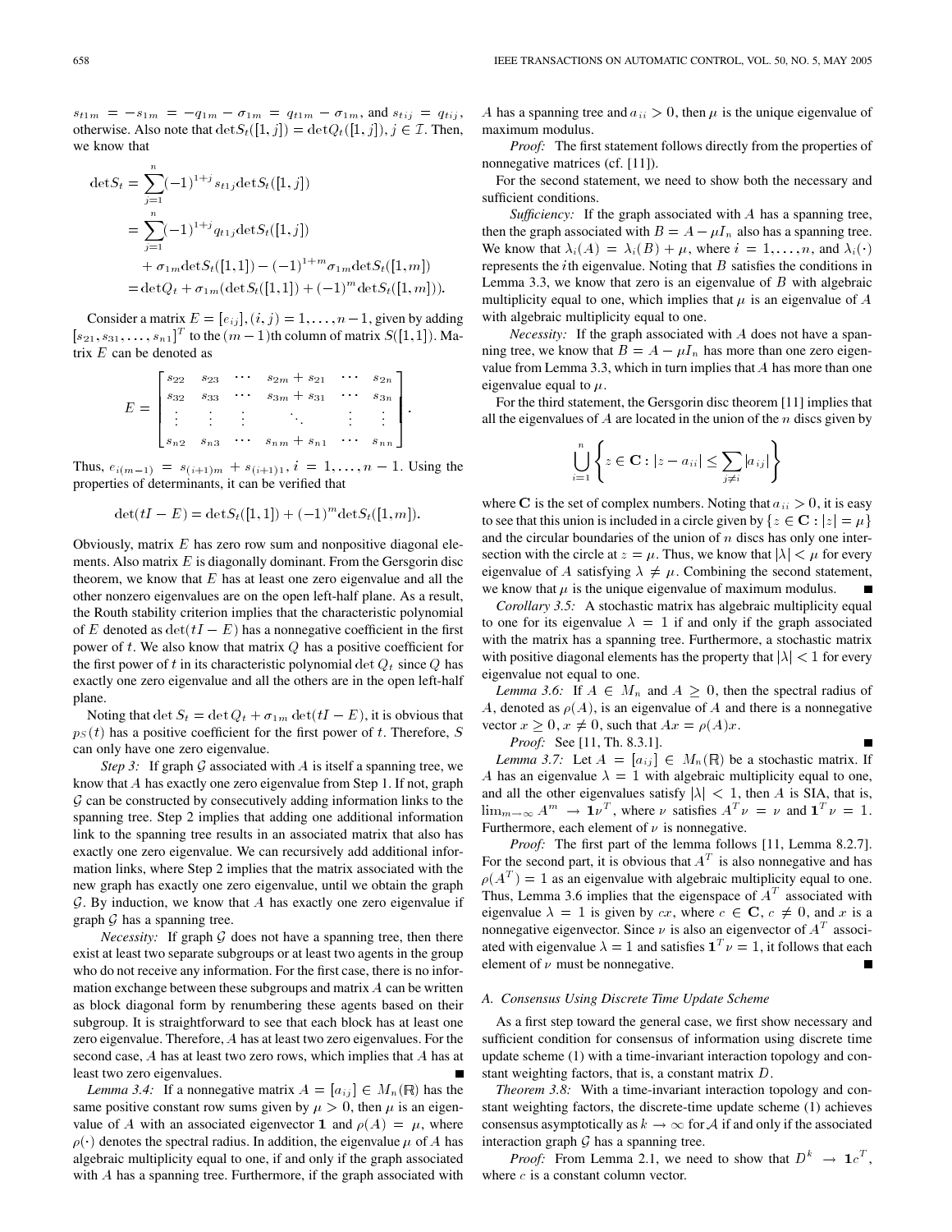$s_{t1m} = -s_{1m} = -q_{1m} - \sigma_{1m} = q_{t1m} - \sigma_{1m}$, and $s_{tij} = q_{tij}$, otherwise. Also note that $\det S_t([1,j]) = \det Q_t([1,j]), j \in \mathcal{I}$. Then, we know that

$$
\begin{aligned}
\det S_t &= \sum_{j=1}^{n} (-1)^{1+j} s_{t1j} \det S_t([1,j]) \\
&= \sum_{j=1}^{n} (-1)^{1+j} q_{t1j} \det S_t([1,j]) \\
&\quad + \sigma_{1m} \det S_t([1,1]) - (-1)^{1+m} \sigma_{1m} \det S_t([1,m]) \\
&= \det Q_t + \sigma_{1m} (\det S_t([1,1]) + (-1)^m \det S_t([1,m])).
\end{aligned}
$$

Consider a matrix $E = [e_{ij}], (i,j) = 1, \ldots, n-1$, given by adding $[s_{21}, s_{31}, \ldots, s_{n1}]^T$ to the $(m-1)$th column of matrix $S([1,1])$. Matrix $E$ can be denoted as

$$
E = \begin{bmatrix}
s_{22} & s_{23} & \cdots & s_{2m} + s_{21} & \cdots & s_{2n} \\
s_{32} & s_{33} & \cdots & s_{3m} + s_{31} & \cdots & s_{3n} \\
\vdots & \vdots & \vdots & \ddots & \vdots & \vdots \\
s_{n2} & s_{n3} & \cdots & s_{nm} + s_{n1} & \cdots & s_{nn}
\end{bmatrix}.
$$

Thus, $e_{i(m-1)} = s_{(i+1)m} + s_{(i+1)1}, i = 1, \ldots, n-1$. Using the properties of determinants, it can be verified that

$$
\det(tI - E) = \det S_t([1,1]) + (-1)^m \det S_t([1,m]).
$$

Obviously, matrix $E$ has zero row sum and nonpositive diagonal elements. Also matrix $E$ is diagonally dominant. From the Gersgorin disc theorem, we know that $E$ has at least one zero eigenvalue and all the other nonzero eigenvalues are on the open left-half plane. As a result, the Routh stability criterion implies that the characteristic polynomial of $E$ denoted as $\det(tI - E)$ has a nonnegative coefficient in the first power of $t$. We also know that matrix $Q$ has a positive coefficient for the first power of $t$ in its characteristic polynomial $\det Q_t$ since $Q$ has exactly one zero eigenvalue and all the others are in the open left-half plane.

Noting that $\det S_t = \det Q_t + \sigma_{1m} \det(tI - E)$, it is obvious that $p_S(t)$ has a positive coefficient for the first power of $t$. Therefore, $S$ can only have one zero eigenvalue.

*Step 3:* If graph $\mathcal{G}$ associated with $A$ is itself a spanning tree, we know that $A$ has exactly one zero eigenvalue from Step 1. If not, graph $\mathcal{G}$ can be constructed by consecutively adding information links to the spanning tree. Step 2 implies that adding one additional information link to the spanning tree results in an associated matrix that also has exactly one zero eigenvalue. We can recursively add additional information links, where Step 2 implies that the matrix associated with the new graph has exactly one zero eigenvalue, until we obtain the graph $\mathcal{G}$. By induction, we know that $A$ has exactly one zero eigenvalue if graph $\mathcal{G}$ has a spanning tree.

*Necessity:* If graph $\mathcal{G}$ does not have a spanning tree, then there exist at least two separate subgroups or at least two agents in the group who do not receive any information. For the first case, there is no information exchange between these subgroups and matrix $A$ can be written as block diagonal form by renumbering these agents based on their subgroup. It is straightforward to see that each block has at least one zero eigenvalue. Therefore, $A$ has at least two zero eigenvalues. For the second case, $A$ has at least two zero rows, which implies that $A$ has at least two zero eigenvalues. ∎

*Lemma 3.4:* If a nonnegative matrix $A = [a_{ij}] \in M_n(\mathbb{R})$ has the same positive constant row sums given by $\mu > 0$, then $\mu$ is an eigenvalue of $A$ with an associated eigenvector $\mathbf{1}$ and $\rho(A) = \mu$, where $\rho(\cdot)$ denotes the spectral radius. In addition, the eigenvalue $\mu$ of $A$ has algebraic multiplicity equal to one, if and only if the graph associated with $A$ has a spanning tree. Furthermore, if the graph associated with $A$ has a spanning tree and $a_{ii} > 0$, then $\mu$ is the unique eigenvalue of maximum modulus.

*Proof:* The first statement follows directly from the properties of nonnegative matrices (cf. [11]).

For the second statement, we need to show both the necessary and sufficient conditions.

*Sufficiency:* If the graph associated with $A$ has a spanning tree, then the graph associated with $B = A - \mu I_n$ also has a spanning tree. We know that $\lambda_i(A) = \lambda_i(B) + \mu$, where $i = 1, \ldots, n$, and $\lambda_i(\cdot)$ represents the $i$th eigenvalue. Noting that $B$ satisfies the conditions in Lemma 3.3, we know that zero is an eigenvalue of $B$ with algebraic multiplicity equal to one, which implies that $\mu$ is an eigenvalue of $A$ with algebraic multiplicity equal to one.

*Necessity:* If the graph associated with $A$ does not have a spanning tree, we know that $B = A - \mu I_n$ has more than one zero eigenvalue from Lemma 3.3, which in turn implies that $A$ has more than one eigenvalue equal to $\mu$.

For the third statement, the Gersgorin disc theorem [11] implies that all the eigenvalues of $A$ are located in the union of the $n$ discs given by

$$
\bigcup_{i=1}^{n} \left\{ z \in \mathbf{C} : |z - a_{ii}| \leq \sum_{j \neq i} |a_{ij}| \right\}
$$

where $\mathbf{C}$ is the set of complex numbers. Noting that $a_{ii} > 0$, it is easy to see that this union is included in a circle given by $\{z \in \mathbf{C} : |z| = \mu\}$ and the circular boundaries of the union of $n$ discs has only one intersection with the circle at $z = \mu$. Thus, we know that $|\lambda| < \mu$ for every eigenvalue of $A$ satisfying $\lambda \neq \mu$. Combining the second statement, we know that $\mu$ is the unique eigenvalue of maximum modulus. ∎

*Corollary 3.5:* A stochastic matrix has algebraic multiplicity equal to one for its eigenvalue $\lambda = 1$ if and only if the graph associated with the matrix has a spanning tree. Furthermore, a stochastic matrix with positive diagonal elements has the property that $|\lambda| < 1$ for every eigenvalue not equal to one.

*Lemma 3.6:* If $A \in M_n$ and $A \geq 0$, then the spectral radius of $A$, denoted as $\rho(A)$, is an eigenvalue of $A$ and there is a nonnegative vector $x \geq 0, x \neq 0$, such that $Ax = \rho(A)x$.

*Proof:* See [11, Th. 8.3.1]. ∎

*Lemma 3.7:* Let $A = [a_{ij}] \in M_n(\mathbb{R})$ be a stochastic matrix. If $A$ has an eigenvalue $\lambda = 1$ with algebraic multiplicity equal to one, and all the other eigenvalues satisfy $|\lambda| < 1$, then $A$ is SIA, that is, $\lim_{m \to \infty} A^m \to \mathbf{1}\nu^T$, where $\nu$ satisfies $A^T \nu = \nu$ and $\mathbf{1}^T \nu = 1$. Furthermore, each element of $\nu$ is nonnegative.

*Proof:* The first part of the lemma follows [11, Lemma 8.2.7]. For the second part, it is obvious that $A^T$ is also nonnegative and has $\rho(A^T) = 1$ as an eigenvalue with algebraic multiplicity equal to one. Thus, Lemma 3.6 implies that the eigenspace of $A^T$ associated with eigenvalue $\lambda = 1$ is given by $cx$, where $c \in \mathbf{C}, c \neq 0$, and $x$ is a nonnegative eigenvector. Since $\nu$ is also an eigenvector of $A^T$ associated with eigenvalue $\lambda = 1$ and satisfies $\mathbf{1}^T \nu = 1$, it follows that each element of $\nu$ must be nonnegative. ∎

### A. Consensus Using Discrete Time Update Scheme

As a first step toward the general case, we first show necessary and sufficient condition for consensus of information using discrete time update scheme (1) with a time-invariant interaction topology and constant weighting factors, that is, a constant matrix $D$.

*Theorem 3.8:* With a time-invariant interaction topology and constant weighting factors, the discrete-time update scheme (1) achieves consensus asymptotically as $k \to \infty$ for $\mathcal{A}$ if and only if the associated interaction graph $\mathcal{G}$ has a spanning tree.

*Proof:* From Lemma 2.1, we need to show that $D^k \to \mathbf{1}c^T$, where $c$ is a constant column vector.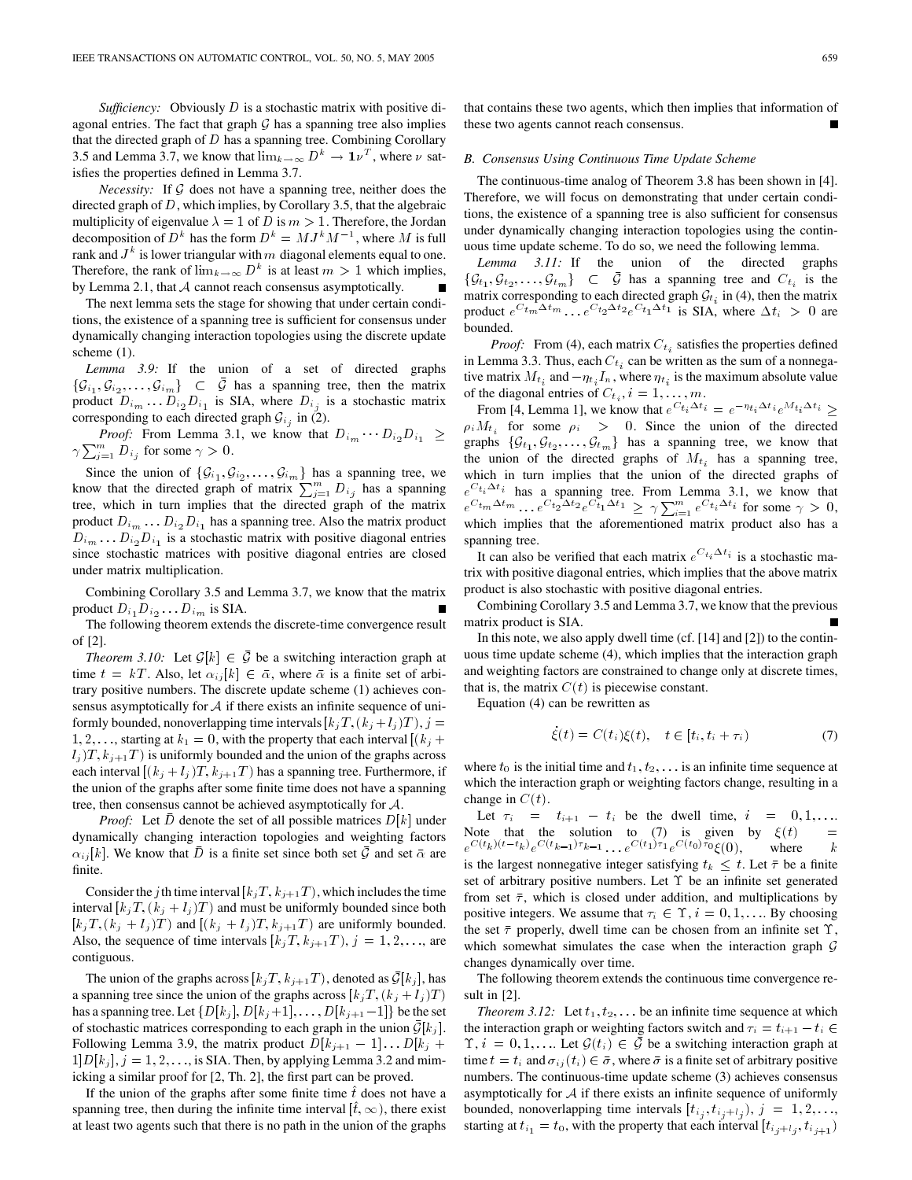*Sufficiency:* Obviously $D$ is a stochastic matrix with positive diagonal entries. The fact that graph $\mathcal{G}$ has a spanning tree also implies that the directed graph of $D$ has a spanning tree. Combining Corollary 3.5 and Lemma 3.7, we know that $\lim_{k\to\infty} D^k \to \mathbf{1}\nu^T$, where $\nu$ satisfies the properties defined in Lemma 3.7.

*Necessity:* If $\mathcal{G}$ does not have a spanning tree, neither does the directed graph of $D$, which implies, by Corollary 3.5, that the algebraic multiplicity of eigenvalue $\lambda = 1$ of $D$ is $m > 1$. Therefore, the Jordan decomposition of $D^k$ has the form $D^k = MJ^kM^{-1}$, where $M$ is full rank and $J^k$ is lower triangular with $m$ diagonal elements equal to one. Therefore, the rank of $\lim_{k\to\infty} D^k$ is at least $m > 1$ which implies, by Lemma 2.1, that $\mathcal{A}$ cannot reach consensus asymptotically. ■

The next lemma sets the stage for showing that under certain conditions, the existence of a spanning tree is sufficient for consensus under dynamically changing interaction topologies using the discrete update scheme (1).

*Lemma 3.9:* If the union of a set of directed graphs $\{\mathcal{G}_{i_1}, \mathcal{G}_{i_2}, \ldots, \mathcal{G}_{i_m}\} \subset \bar{\mathcal{G}}$ has a spanning tree, then the matrix product $D_{i_m} \ldots D_{i_2} D_{i_1}$ is SIA, where $D_{i_j}$ is a stochastic matrix corresponding to each directed graph $\mathcal{G}_{i_j}$ in (2).

*Proof:* From Lemma 3.1, we know that $D_{i_m} \cdots D_{i_2} D_{i_1} \geq \gamma \sum_{j=1}^{m} D_{i_j}$ for some $\gamma > 0$.

Since the union of $\{\mathcal{G}_{i_1}, \mathcal{G}_{i_2}, \ldots, \mathcal{G}_{i_m}\}$ has a spanning tree, we know that the directed graph of matrix $\sum_{j=1}^{m} D_{i_j}$ has a spanning tree, which in turn implies that the directed graph of the matrix product $D_{i_m} \ldots D_{i_2} D_{i_1}$ has a spanning tree. Also the matrix product $D_{i_m} \ldots D_{i_2} D_{i_1}$ is a stochastic matrix with positive diagonal entries since stochastic matrices with positive diagonal entries are closed under matrix multiplication.

Combining Corollary 3.5 and Lemma 3.7, we know that the matrix product $D_{i_1} D_{i_2} \ldots D_{i_m}$ is SIA. ■

The following theorem extends the discrete-time convergence result of [2].

*Theorem 3.10:* Let $\mathcal{G}[k] \in \bar{\mathcal{G}}$ be a switching interaction graph at time $t = kT$. Also, let $\alpha_{ij}[k] \in \bar{\alpha}$, where $\bar{\alpha}$ is a finite set of arbitrary positive numbers. The discrete update scheme (1) achieves consensus asymptotically for $\mathcal{A}$ if there exists an infinite sequence of uniformly bounded, nonoverlapping time intervals $[k_j T, (k_j + l_j)T)$, $j = 1, 2, \ldots$, starting at $k_1 = 0$, with the property that each interval $[(k_j + l_j)T, k_{j+1}T)$ is uniformly bounded and the union of the graphs across each interval $[(k_j + l_j)T, k_{j+1}T)$ has a spanning tree. Furthermore, if the union of the graphs after some finite time does not have a spanning tree, then consensus cannot be achieved asymptotically for $\mathcal{A}$.

*Proof:* Let $\bar{D}$ denote the set of all possible matrices $D[k]$ under dynamically changing interaction topologies and weighting factors $\alpha_{ij}[k]$. We know that $\bar{D}$ is a finite set since both set $\bar{\mathcal{G}}$ and set $\bar{\alpha}$ are finite.

Consider the $j$th time interval $[k_j T, k_{j+1}T)$, which includes the time interval $[k_j T, (k_j + l_j)T)$ and must be uniformly bounded since both $[k_j T, (k_j + l_j)T)$ and $[(k_j + l_j)T, k_{j+1}T)$ are uniformly bounded. Also, the sequence of time intervals $[k_j T, k_{j+1}T)$, $j = 1, 2, \ldots$, are contiguous.

The union of the graphs across $[k_j T, k_{j+1}T)$, denoted as $\bar{\mathcal{G}}[k_j]$, has a spanning tree since the union of the graphs across $[k_j T, (k_j + l_j)T)$ has a spanning tree. Let $\{D[k_j], D[k_j+1], \ldots, D[k_{j+1}-1]\}$ be the set of stochastic matrices corresponding to each graph in the union $\bar{\mathcal{G}}[k_j]$. Following Lemma 3.9, the matrix product $D[k_{j+1} - 1] \ldots D[k_j + 1]D[k_j]$, $j = 1, 2, \ldots$, is SIA. Then, by applying Lemma 3.2 and mimicking a similar proof for [2, Th. 2], the first part can be proved.

If the union of the graphs after some finite time $\hat{t}$ does not have a spanning tree, then during the infinite time interval $[\hat{t}, \infty)$, there exist at least two agents such that there is no path in the union of the graphs that contains these two agents, which then implies that information of these two agents cannot reach consensus. ■

### B. Consensus Using Continuous Time Update Scheme

The continuous-time analog of Theorem 3.8 has been shown in [4]. Therefore, we will focus on demonstrating that under certain conditions, the existence of a spanning tree is also sufficient for consensus under dynamically changing interaction topologies using the continuous time update scheme. To do so, we need the following lemma.

*Lemma 3.11:* If the union of the directed graphs $\{\mathcal{G}_{t_1}, \mathcal{G}_{t_2}, \ldots, \mathcal{G}_{t_m}\} \subset \bar{\mathcal{G}}$ has a spanning tree and $C_{t_i}$ is the matrix corresponding to each directed graph $\mathcal{G}_{t_i}$ in (4), then the matrix product $e^{C_{t_m}\Delta t_m} \ldots e^{C_{t_2}\Delta t_2} e^{C_{t_1}\Delta t_1}$ is SIA, where $\Delta t_i > 0$ are bounded.

*Proof:* From (4), each matrix $C_{t_i}$ satisfies the properties defined in Lemma 3.3. Thus, each $C_{t_i}$ can be written as the sum of a nonnegative matrix $M_{t_i}$ and $-\eta_{t_i} I_n$, where $\eta_{t_i}$ is the maximum absolute value of the diagonal entries of $C_{t_i}$, $i = 1, \ldots, m$.

From [4, Lemma 1], we know that $e^{C_{t_i}\Delta t_i} = e^{-\eta_{t_i}\Delta t_i} e^{M_{t_i}\Delta t_i} \geq \rho_i M_{t_i}$ for some $\rho_i > 0$. Since the union of the directed graphs $\{\mathcal{G}_{t_1}, \mathcal{G}_{t_2}, \ldots, \mathcal{G}_{t_m}\}$ has a spanning tree, we know that the union of the directed graphs of $M_{t_i}$ has a spanning tree, which in turn implies that the union of the directed graphs of $e^{C_{t_i}\Delta t_i}$ has a spanning tree. From Lemma 3.1, we know that $e^{C_{t_m}\Delta t_m} \ldots e^{C_{t_2}\Delta t_2} e^{C_{t_1}\Delta t_1} \geq \gamma \sum_{i=1}^{m} e^{C_{t_i}\Delta t_i}$ for some $\gamma > 0$, which implies that the aforementioned matrix product also has a spanning tree.

It can also be verified that each matrix $e^{C_{t_i}\Delta t_i}$ is a stochastic matrix with positive diagonal entries, which implies that the above matrix product is also stochastic with positive diagonal entries.

Combining Corollary 3.5 and Lemma 3.7, we know that the previous matrix product is SIA. ■

In this note, we also apply dwell time (cf. [14] and [2]) to the continuous time update scheme (4), which implies that the interaction graph and weighting factors are constrained to change only at discrete times, that is, the matrix $C(t)$ is piecewise constant.

Equation (4) can be rewritten as

$$\dot{\xi}(t) = C(t_i)\xi(t), \quad t \in [t_i, t_i + \tau_i) \tag{7}$$

where $t_0$ is the initial time and $t_1, t_2, \ldots$ is an infinite time sequence at which the interaction graph or weighting factors change, resulting in a change in $C(t)$.

Let $\tau_i = t_{i+1} - t_i$ be the dwell time, $i = 0, 1, \ldots$. Note that the solution to (7) is given by $\xi(t) = e^{C(t_k)(t-t_k)} e^{C(t_{k-1})\tau_{k-1}} \ldots e^{C(t_1)\tau_1} e^{C(t_0)\tau_0} \xi(0)$, where $k$ is the largest nonnegative integer satisfying $t_k \leq t$. Let $\bar{\tau}$ be a finite set of arbitrary positive numbers. Let $\Upsilon$ be an infinite set generated from set $\bar{\tau}$, which is closed under addition, and multiplications by positive integers. We assume that $\tau_i \in \Upsilon$, $i = 0, 1, \ldots$. By choosing the set $\bar{\tau}$ properly, dwell time can be chosen from an infinite set $\Upsilon$, which somewhat simulates the case when the interaction graph $\mathcal{G}$ changes dynamically over time.

The following theorem extends the continuous time convergence result in [2].

*Theorem 3.12:* Let $t_1, t_2, \ldots$ be an infinite time sequence at which the interaction graph or weighting factors switch and $\tau_i = t_{i+1} - t_i \in \Upsilon$, $i = 0, 1, \ldots$. Let $\mathcal{G}(t_i) \in \bar{\mathcal{G}}$ be a switching interaction graph at time $t = t_i$ and $\sigma_{ij}(t_i) \in \bar{\sigma}$, where $\bar{\sigma}$ is a finite set of arbitrary positive numbers. The continuous-time update scheme (3) achieves consensus asymptotically for $\mathcal{A}$ if there exists an infinite sequence of uniformly bounded, nonoverlapping time intervals $[t_{i_j}, t_{i_j+l_j})$, $j = 1, 2, \ldots$, starting at $t_{i_1} = t_0$, with the property that each interval $[t_{i_j+l_j}, t_{i_{j+1}})$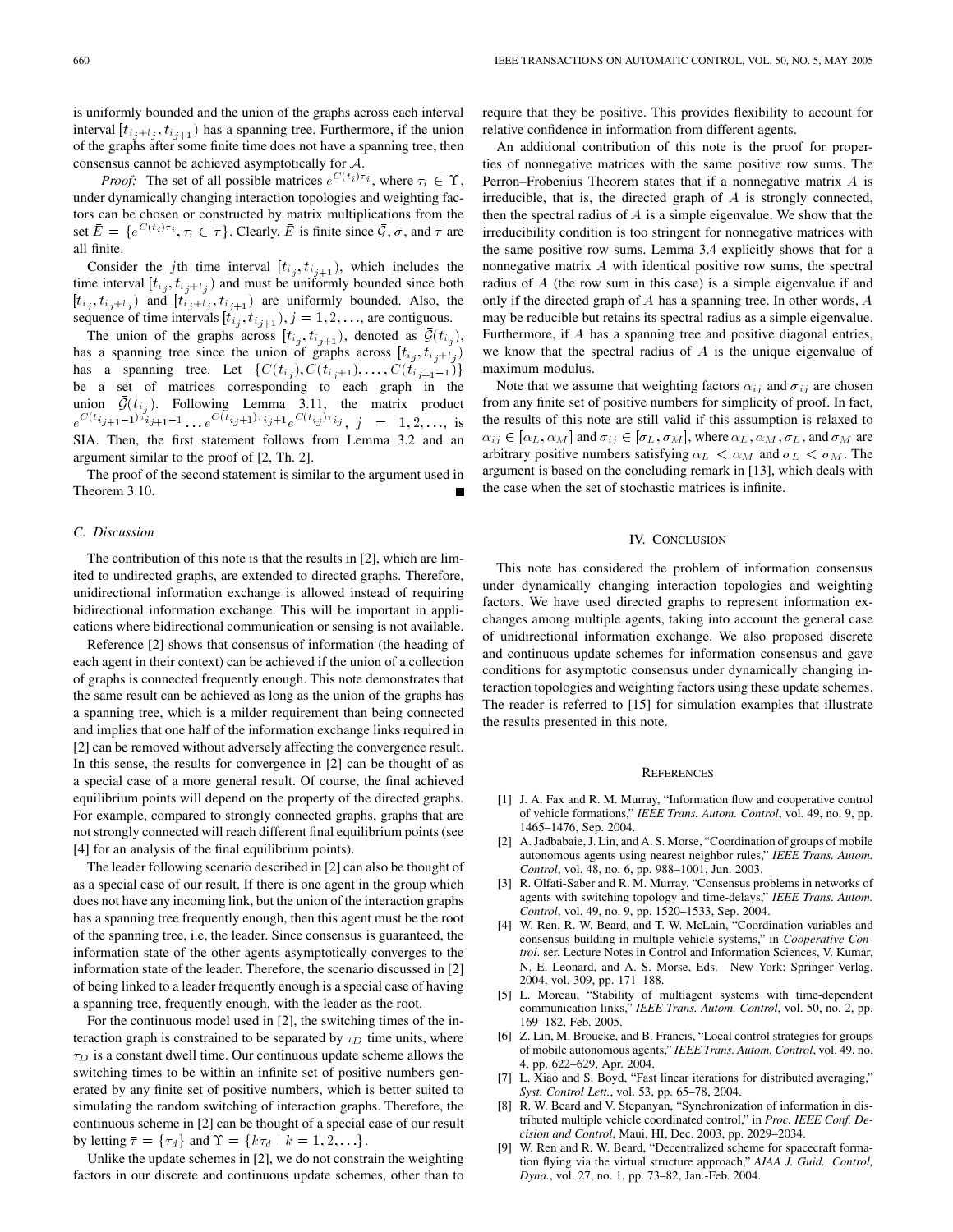is uniformly bounded and the union of the graphs across each interval interval $[t_{i_j+l_j}, t_{i_{j+1}})$ has a spanning tree. Furthermore, if the union of the graphs after some finite time does not have a spanning tree, then consensus cannot be achieved asymptotically for $\mathcal{A}$.

*Proof:* The set of all possible matrices $e^{C(t_i)\tau_i}$, where $\tau_i \in \Upsilon$, under dynamically changing interaction topologies and weighting factors can be chosen or constructed by matrix multiplications from the set $\bar{E} = \{e^{C(t_i)\tau_i}, \tau_i \in \bar{\tau}\}$. Clearly, $\bar{E}$ is finite since $\bar{\mathcal{G}}$, $\bar{\sigma}$, and $\bar{\tau}$ are all finite.

Consider the $j$th time interval $[t_{i_j}, t_{i_{j+1}})$, which includes the time interval $[t_{i_j}, t_{i_j+l_j})$ and must be uniformly bounded since both $[t_{i_j}, t_{i_j+l_j})$ and $[t_{i_j+l_j}, t_{i_{j+1}})$ are uniformly bounded. Also, the sequence of time intervals $[t_{i_j}, t_{i_{j+1}}), j = 1, 2, \ldots$, are contiguous.

The union of the graphs across $[t_{i_j}, t_{i_{j+1}})$, denoted as $\bar{\mathcal{G}}(t_{i_j})$, has a spanning tree since the union of graphs across $[t_{i_j}, t_{i_j+l_j})$ has a spanning tree. Let $\{C(t_{i_j}), C(t_{i_j+1}), \ldots, C(t_{i_{j+1}-1})\}$ be a set of matrices corresponding to each graph in the union $\bar{\mathcal{G}}(t_{i_j})$. Following Lemma 3.11, the matrix product $e^{C(t_{i_{j+1}-1})\tau_{i_{j+1}-1}} \cdots e^{C(t_{i_j+1})\tau_{i_j+1}} e^{C(t_{i_j})\tau_{i_j}}$, $j = 1, 2, \ldots$, is SIA. Then, the first statement follows from Lemma 3.2 and an argument similar to the proof of [2, Th. 2].

The proof of the second statement is similar to the argument used in Theorem 3.10. ∎

### C. Discussion

The contribution of this note is that the results in [2], which are limited to undirected graphs, are extended to directed graphs. Therefore, unidirectional information exchange is allowed instead of requiring bidirectional information exchange. This will be important in applications where bidirectional communication or sensing is not available.

Reference [2] shows that consensus of information (the heading of each agent in their context) can be achieved if the union of a collection of graphs is connected frequently enough. This note demonstrates that the same result can be achieved as long as the union of the graphs has a spanning tree, which is a milder requirement than being connected and implies that one half of the information exchange links required in [2] can be removed without adversely affecting the convergence result. In this sense, the results for convergence in [2] can be thought of as a special case of a more general result. Of course, the final achieved equilibrium points will depend on the property of the directed graphs. For example, compared to strongly connected graphs, graphs that are not strongly connected will reach different final equilibrium points (see [4] for an analysis of the final equilibrium points).

The leader following scenario described in [2] can also be thought of as a special case of our result. If there is one agent in the group which does not have any incoming link, but the union of the interaction graphs has a spanning tree frequently enough, then this agent must be the root of the spanning tree, i.e, the leader. Since consensus is guaranteed, the information state of the other agents asymptotically converges to the information state of the leader. Therefore, the scenario discussed in [2] of being linked to a leader frequently enough is a special case of having a spanning tree, frequently enough, with the leader as the root.

For the continuous model used in [2], the switching times of the interaction graph is constrained to be separated by $\tau_D$ time units, where $\tau_D$ is a constant dwell time. Our continuous update scheme allows the switching times to be within an infinite set of positive numbers generated by any finite set of positive numbers, which is better suited to simulating the random switching of interaction graphs. Therefore, the continuous scheme in [2] can be thought of a special case of our result by letting $\bar{\tau} = \{\tau_d\}$ and $\Upsilon = \{k\tau_d \mid k = 1, 2, \ldots\}$.

Unlike the update schemes in [2], we do not constrain the weighting factors in our discrete and continuous update schemes, other than to require that they be positive. This provides flexibility to account for relative confidence in information from different agents.

An additional contribution of this note is the proof for properties of nonnegative matrices with the same positive row sums. The Perron–Frobenius Theorem states that if a nonnegative matrix $A$ is irreducible, that is, the directed graph of $A$ is strongly connected, then the spectral radius of $A$ is a simple eigenvalue. We show that the irreducibility condition is too stringent for nonnegative matrices with the same positive row sums. Lemma 3.4 explicitly shows that for a nonnegative matrix $A$ with identical positive row sums, the spectral radius of $A$ (the row sum in this case) is a simple eigenvalue if and only if the directed graph of $A$ has a spanning tree. In other words, $A$ may be reducible but retains its spectral radius as a simple eigenvalue. Furthermore, if $A$ has a spanning tree and positive diagonal entries, we know that the spectral radius of $A$ is the unique eigenvalue of maximum modulus.

Note that we assume that weighting factors $\alpha_{ij}$ and $\sigma_{ij}$ are chosen from any finite set of positive numbers for simplicity of proof. In fact, the results of this note are still valid if this assumption is relaxed to $\alpha_{ij} \in [\alpha_L, \alpha_M]$ and $\sigma_{ij} \in [\sigma_L, \sigma_M]$, where $\alpha_L$, $\alpha_M$, $\sigma_L$, and $\sigma_M$ are arbitrary positive numbers satisfying $\alpha_L < \alpha_M$ and $\sigma_L < \sigma_M$. The argument is based on the concluding remark in [13], which deals with the case when the set of stochastic matrices is infinite.

## IV. Conclusion

This note has considered the problem of information consensus under dynamically changing interaction topologies and weighting factors. We have used directed graphs to represent information exchanges among multiple agents, taking into account the general case of unidirectional information exchange. We also proposed discrete and continuous update schemes for information consensus and gave conditions for asymptotic consensus under dynamically changing interaction topologies and weighting factors using these update schemes. The reader is referred to [15] for simulation examples that illustrate the results presented in this note.

## References

[1] J. A. Fax and R. M. Murray, "Information flow and cooperative control of vehicle formations," *IEEE Trans. Autom. Control*, vol. 49, no. 9, pp. 1465–1476, Sep. 2004.

[2] A. Jadbabaie, J. Lin, and A. S. Morse, "Coordination of groups of mobile autonomous agents using nearest neighbor rules," *IEEE Trans. Autom. Control*, vol. 48, no. 6, pp. 988–1001, Jun. 2003.

[3] R. Olfati-Saber and R. M. Murray, "Consensus problems in networks of agents with switching topology and time-delays," *IEEE Trans. Autom. Control*, vol. 49, no. 9, pp. 1520–1533, Sep. 2004.

[4] W. Ren, R. W. Beard, and T. W. McLain, "Coordination variables and consensus building in multiple vehicle systems," in *Cooperative Control*. ser. Lecture Notes in Control and Information Sciences, V. Kumar, N. E. Leonard, and A. S. Morse, Eds. New York: Springer-Verlag, 2004, vol. 309, pp. 171–188.

[5] L. Moreau, "Stability of multiagent systems with time-dependent communication links," *IEEE Trans. Autom. Control*, vol. 50, no. 2, pp. 169–182, Feb. 2005.

[6] Z. Lin, M. Broucke, and B. Francis, "Local control strategies for groups of mobile autonomous agents," *IEEE Trans. Autom. Control*, vol. 49, no. 4, pp. 622–629, Apr. 2004.

[7] L. Xiao and S. Boyd, "Fast linear iterations for distributed averaging," *Syst. Control Lett.*, vol. 53, pp. 65–78, 2004.

[8] R. W. Beard and V. Stepanyan, "Synchronization of information in distributed multiple vehicle coordinated control," in *Proc. IEEE Conf. Decision and Control*, Maui, HI, Dec. 2003, pp. 2029–2034.

[9] W. Ren and R. W. Beard, "Decentralized scheme for spacecraft formation flying via the virtual structure approach," *AIAA J. Guid., Control, Dyna.*, vol. 27, no. 1, pp. 73–82, Jan.-Feb. 2004.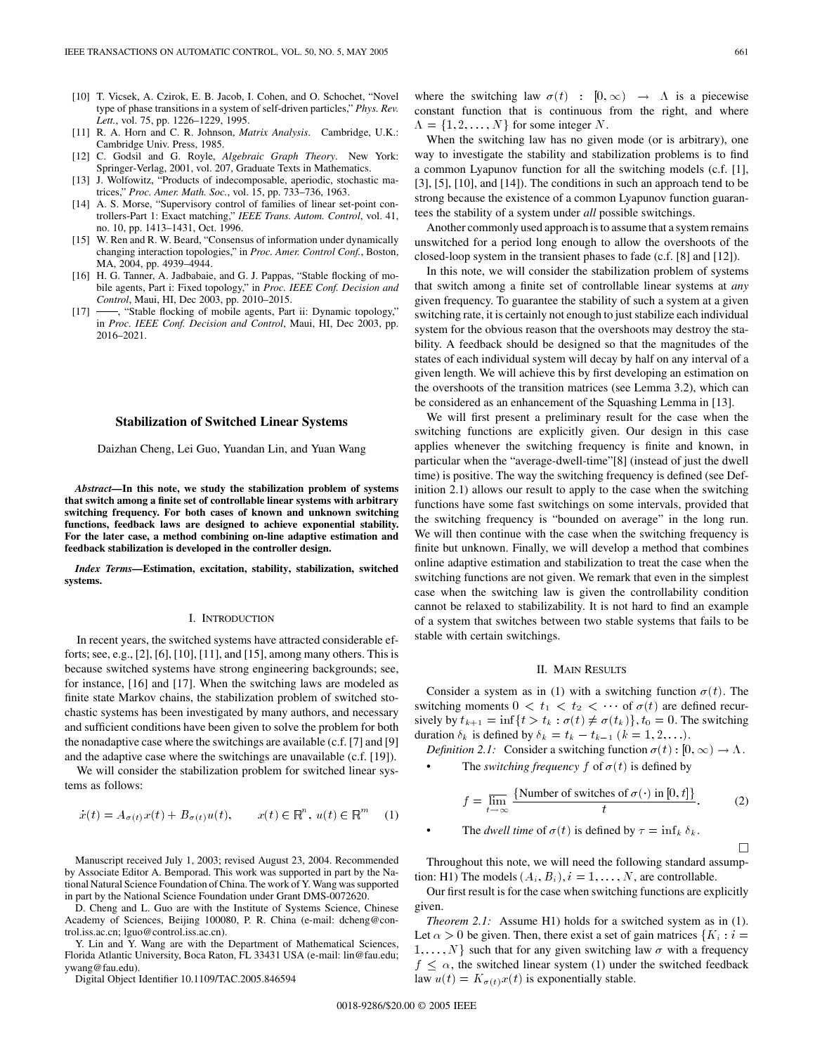[10] T. Vicsek, A. Czirok, E. B. Jacob, I. Cohen, and O. Schochet, "Novel type of phase transitions in a system of self-driven particles," *Phys. Rev. Lett.*, vol. 75, pp. 1226–1229, 1995.

[11] R. A. Horn and C. R. Johnson, *Matrix Analysis*. Cambridge, U.K.: Cambridge Univ. Press, 1985.

[12] C. Godsil and G. Royle, *Algebraic Graph Theory*. New York: Springer-Verlag, 2001, vol. 207, Graduate Texts in Mathematics.

[13] J. Wolfowitz, "Products of indecomposable, aperiodic, stochastic matrices," *Proc. Amer. Math. Soc.*, vol. 15, pp. 733–736, 1963.

[14] A. S. Morse, "Supervisory control of families of linear set-point controllers-Part 1: Exact matching," *IEEE Trans. Autom. Control*, vol. 41, no. 10, pp. 1413–1431, Oct. 1996.

[15] W. Ren and R. W. Beard, "Consensus of information under dynamically changing interaction topologies," in *Proc. Amer. Control Conf.*, Boston, MA, 2004, pp. 4939–4944.

[16] H. G. Tanner, A. Jadbabaie, and G. J. Pappas, "Stable flocking of mobile agents, Part i: Fixed topology," in *Proc. IEEE Conf. Decision and Control*, Maui, HI, Dec 2003, pp. 2010–2015.

[17] ——, "Stable flocking of mobile agents, Part ii: Dynamic topology," in *Proc. IEEE Conf. Decision and Control*, Maui, HI, Dec 2003, pp. 2016–2021.

# Stabilization of Switched Linear Systems

Daizhan Cheng, Lei Guo, Yuandan Lin, and Yuan Wang

***Abstract*—In this note, we study the stabilization problem of systems that switch among a finite set of controllable linear systems with arbitrary switching frequency. For both cases of known and unknown switching functions, feedback laws are designed to achieve exponential stability. For the later case, a method combining on-line adaptive estimation and feedback stabilization is developed in the controller design.**

***Index Terms*—Estimation, excitation, stability, stabilization, switched systems.**

## I. Introduction

In recent years, the switched systems have attracted considerable efforts; see, e.g., [2], [6], [10], [11], and [15], among many others. This is because switched systems have strong engineering backgrounds; see, for instance, [16] and [17]. When the switching laws are modeled as finite state Markov chains, the stabilization problem of switched stochastic systems has been investigated by many authors, and necessary and sufficient conditions have been given to solve the problem for both the nonadaptive case where the switchings are available (c.f. [7] and [9] and the adaptive case where the switchings are unavailable (c.f. [19]).

We will consider the stabilization problem for switched linear systems as follows:

$$\dot{x}(t) = A_{\sigma(t)}x(t) + B_{\sigma(t)}u(t), \qquad x(t) \in \mathbb{R}^n,\ u(t) \in \mathbb{R}^m \quad (1)$$

Manuscript received July 1, 2003; revised August 23, 2004. Recommended by Associate Editor A. Bemporad. This work was supported in part by the National Natural Science Foundation of China. The work of Y. Wang was supported in part by the National Science Foundation under Grant DMS-0072620.

D. Cheng and L. Guo are with the Institute of Systems Science, Chinese Academy of Sciences, Beijing 100080, P. R. China (e-mail: dcheng@control.iss.ac.cn; lguo@control.iss.ac.cn).

Y. Lin and Y. Wang are with the Department of Mathematical Sciences, Florida Atlantic University, Boca Raton, FL 33431 USA (e-mail: lin@fau.edu; ywang@fau.edu).

Digital Object Identifier 10.1109/TAC.2005.846594

where the switching law $\sigma(t) : [0, \infty) \to \Lambda$ is a piecewise constant function that is continuous from the right, and where $\Lambda = \{1, 2, \ldots, N\}$ for some integer $N$.

When the switching law has no given mode (or is arbitrary), one way to investigate the stability and stabilization problems is to find a common Lyapunov function for all the switching models (c.f. [1], [3], [5], [10], and [14]). The conditions in such an approach tend to be strong because the existence of a common Lyapunov function guarantees the stability of a system under *all* possible switchings.

Another commonly used approach is to assume that a system remains unswitched for a period long enough to allow the overshoots of the closed-loop system in the transient phases to fade (c.f. [8] and [12]).

In this note, we will consider the stabilization problem of systems that switch among a finite set of controllable linear systems at *any* given frequency. To guarantee the stability of such a system at a given switching rate, it is certainly not enough to just stabilize each individual system for the obvious reason that the overshoots may destroy the stability. A feedback should be designed so that the magnitudes of the states of each individual system will decay by half on any interval of a given length. We will achieve this by first developing an estimation on the overshoots of the transition matrices (see Lemma 3.2), which can be considered as an enhancement of the Squashing Lemma in [13].

We will first present a preliminary result for the case when the switching functions are explicitly given. Our design in this case applies whenever the switching frequency is finite and known, in particular when the "average-dwell-time"[8] (instead of just the dwell time) is positive. The way the switching frequency is defined (see Definition 2.1) allows our result to apply to the case when the switching functions have some fast switchings on some intervals, provided that the switching frequency is "bounded on average" in the long run. We will then continue with the case when the switching frequency is finite but unknown. Finally, we will develop a method that combines online adaptive estimation and stabilization to treat the case when the switching functions are not given. We remark that even in the simplest case when the switching law is given the controllability condition cannot be relaxed to stabilizability. It is not hard to find an example of a system that switches between two stable systems that fails to be stable with certain switchings.

## II. Main Results

Consider a system as in (1) with a switching function $\sigma(t)$. The switching moments $0 < t_1 < t_2 < \cdots$ of $\sigma(t)$ are defined recursively by $t_{k+1} = \inf\{t > t_k : \sigma(t) \neq \sigma(t_k)\}$, $t_0 = 0$. The switching duration $\delta_k$ is defined by $\delta_k = t_k - t_{k-1}$ $(k = 1, 2, \ldots)$.

*Definition 2.1:* Consider a switching function $\sigma(t) : [0, \infty) \to \Lambda$.

- The *switching frequency* $f$ of $\sigma(t)$ is defined by

$$f = \overline{\lim_{t\to\infty}} \frac{\{\text{Number of switches of } \sigma(\cdot) \text{ in } [0, t]\}}{t}. \quad (2)$$

- The *dwell time* of $\sigma(t)$ is defined by $\tau = \inf_k \delta_k$.

□

Throughout this note, we will need the following standard assumption: H1) The models $(A_i, B_i), i = 1, \ldots, N$, are controllable.

Our first result is for the case when switching functions are explicitly given.

*Theorem 2.1:* Assume H1) holds for a switched system as in (1). Let $\alpha > 0$ be given. Then, there exist a set of gain matrices $\{K_i : i = 1, \ldots, N\}$ such that for any given switching law $\sigma$ with a frequency $f \leq \alpha$, the switched linear system (1) under the switched feedback law $u(t) = K_{\sigma(t)}x(t)$ is exponentially stable.